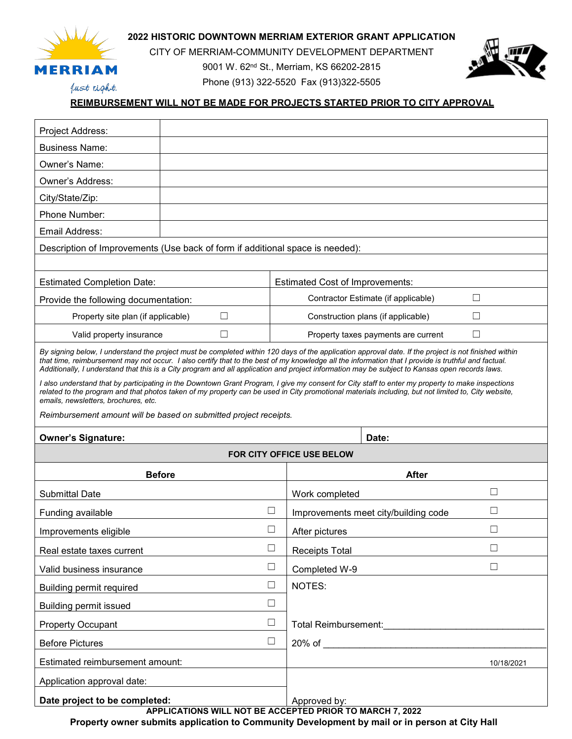# 2022 HISTORIC DOWNTOWN MERRIAM EXTERIOR GRANT APPLICATION

CITY OF MERRIAM-COMMUNITY DEVELOPMENT DEPARTMENT

9001 W. 62nd St., Merriam, KS 66202-2815

Phone (913) 322-5520 Fax (913)322-5505

**REIMBURSEMENT WILL NOT BE MADE FOR PROJECTS STARTED PRIOR TO CITY APPROVAL**

| | |
|---|---|
| Project Address: | |
| Business Name: | |
| Owner's Name: | |
| Owner's Address: | |
| City/State/Zip: | |
| Phone Number: | |
| Email Address: | |

Description of Improvements (Use back of form if additional space is needed):

| | |
|---|---|
| Estimated Completion Date: | Estimated Cost of Improvements: |
| Provide the following documentation: | Contractor Estimate (if applicable) ☐ |
| Property site plan (if applicable) ☐ | Construction plans (if applicable) ☐ |
| Valid property insurance ☐ | Property taxes payments are current ☐ |

*By signing below, I understand the project must be completed within 120 days of the application approval date. If the project is not finished within that time, reimbursement may not occur. I also certify that to the best of my knowledge all the information that I provide is truthful and factual. Additionally, I understand that this is a City program and all application and project information may be subject to Kansas open records laws.*

*I also understand that by participating in the Downtown Grant Program, I give my consent for City staff to enter my property to make inspections related to the program and that photos taken of my property can be used in City promotional materials including, but not limited to, City website, emails, newsletters, brochures, etc.*

*Reimbursement amount will be based on submitted project receipts.*

| **Owner's Signature:** | **Date:** |
|---|---|

**FOR CITY OFFICE USE BELOW**

| **Before** | | **After** | |
|---|---|---|---|
| Submittal Date | | Work completed | ☐ |
| Funding available | ☐ | Improvements meet city/building code | ☐ |
| Improvements eligible | ☐ | After pictures | ☐ |
| Real estate taxes current | ☐ | Receipts Total | ☐ |
| Valid business insurance | ☐ | Completed W-9 | ☐ |
| Building permit required | ☐ | NOTES: | |
| Building permit issued | ☐ | | |
| Property Occupant | ☐ | Total Reimbursement:______________________________ | |
| Before Pictures | ☐ | 20% of ___________________________________________ | |
| Estimated reimbursement amount: | | | |
| Application approval date: | | | |
| **Date project to be completed:** | | Approved by: | |

10/18/2021

**APPLICATIONS WILL NOT BE ACCEPTED PRIOR TO MARCH 7, 2022**

**Property owner submits application to Community Development by mail or in person at City Hall**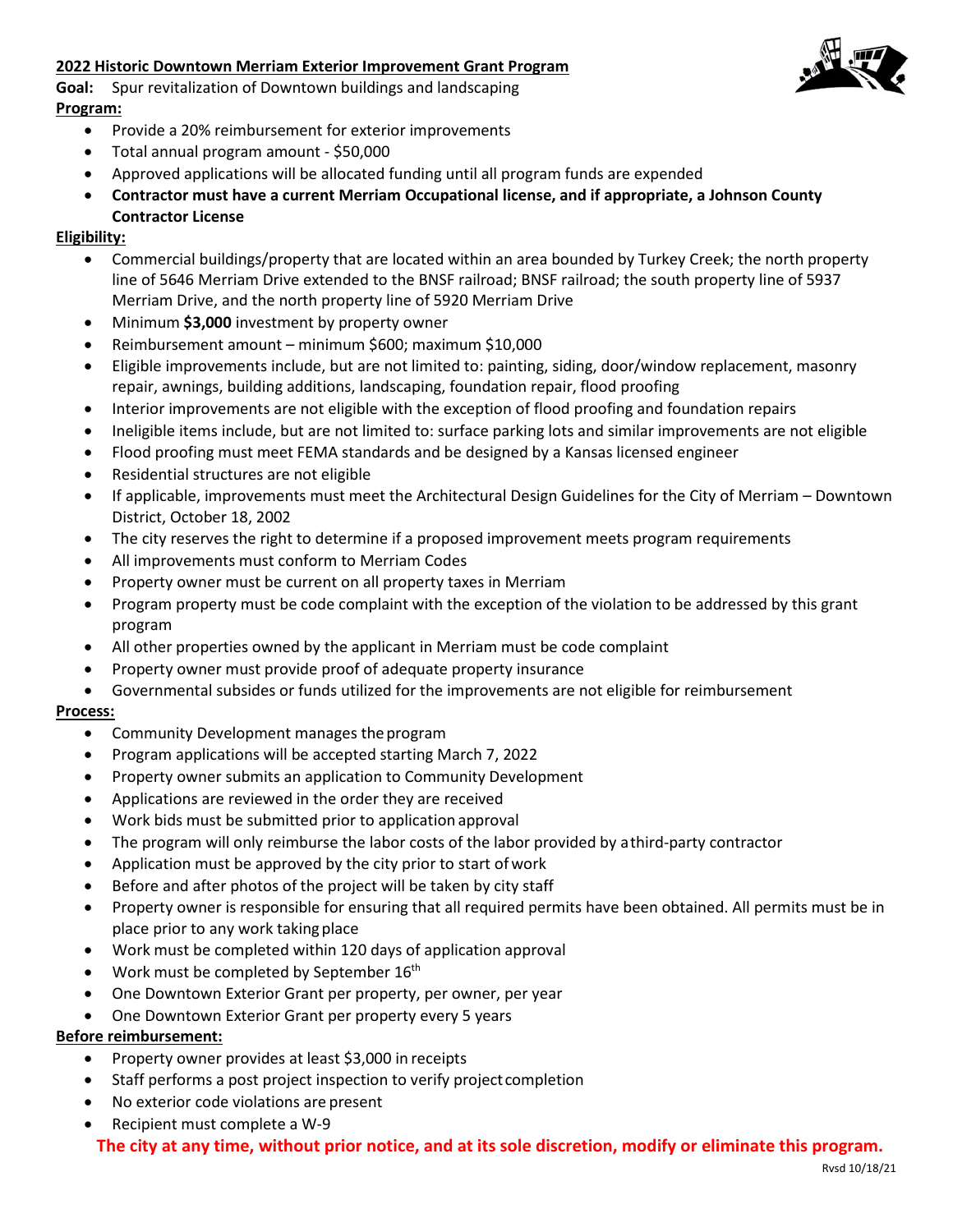**2022 Historic Downtown Merriam Exterior Improvement Grant Program**

**Goal:** Spur revitalization of Downtown buildings and landscaping

**Program:**

- Provide a 20% reimbursement for exterior improvements
- Total annual program amount - $50,000
- Approved applications will be allocated funding until all program funds are expended
- **Contractor must have a current Merriam Occupational license, and if appropriate, a Johnson County Contractor License**

**Eligibility:**

- Commercial buildings/property that are located within an area bounded by Turkey Creek; the north property line of 5646 Merriam Drive extended to the BNSF railroad; BNSF railroad; the south property line of 5937 Merriam Drive, and the north property line of 5920 Merriam Drive
- Minimum **$3,000** investment by property owner
- Reimbursement amount – minimum $600; maximum $10,000
- Eligible improvements include, but are not limited to: painting, siding, door/window replacement, masonry repair, awnings, building additions, landscaping, foundation repair, flood proofing
- Interior improvements are not eligible with the exception of flood proofing and foundation repairs
- Ineligible items include, but are not limited to: surface parking lots and similar improvements are not eligible
- Flood proofing must meet FEMA standards and be designed by a Kansas licensed engineer
- Residential structures are not eligible
- If applicable, improvements must meet the Architectural Design Guidelines for the City of Merriam – Downtown District, October 18, 2002
- The city reserves the right to determine if a proposed improvement meets program requirements
- All improvements must conform to Merriam Codes
- Property owner must be current on all property taxes in Merriam
- Program property must be code complaint with the exception of the violation to be addressed by this grant program
- All other properties owned by the applicant in Merriam must be code complaint
- Property owner must provide proof of adequate property insurance
- Governmental subsides or funds utilized for the improvements are not eligible for reimbursement

**Process:**

- Community Development manages the program
- Program applications will be accepted starting March 7, 2022
- Property owner submits an application to Community Development
- Applications are reviewed in the order they are received
- Work bids must be submitted prior to application approval
- The program will only reimburse the labor costs of the labor provided by a third-party contractor
- Application must be approved by the city prior to start of work
- Before and after photos of the project will be taken by city staff
- Property owner is responsible for ensuring that all required permits have been obtained. All permits must be in place prior to any work taking place
- Work must be completed within 120 days of application approval
- Work must be completed by September 16th
- One Downtown Exterior Grant per property, per owner, per year
- One Downtown Exterior Grant per property every 5 years

**Before reimbursement:**

- Property owner provides at least $3,000 in receipts
- Staff performs a post project inspection to verify project completion
- No exterior code violations are present
- Recipient must complete a W-9

**The city at any time, without prior notice, and at its sole discretion, modify or eliminate this program.**

Rvsd 10/18/21